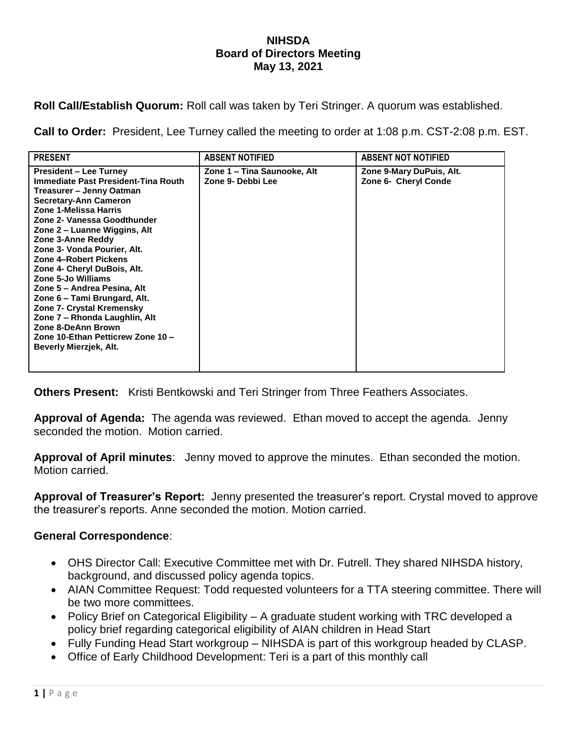**NIHSDA**
**Board of Directors Meeting**
**May 13, 2021**

**Roll Call/Establish Quorum:** Roll call was taken by Teri Stringer. A quorum was established.

**Call to Order:** President, Lee Turney called the meeting to order at 1:08 p.m. CST-2:08 p.m. EST.

| PRESENT | ABSENT NOTIFIED | ABSENT NOT NOTIFIED |
|---|---|---|
| President – Lee Turney<br>Immediate Past President-Tina Routh<br>Treasurer – Jenny Oatman<br>Secretary-Ann Cameron<br>Zone 1-Melissa Harris<br>Zone 2- Vanessa Goodthunder<br>Zone 2 – Luanne Wiggins, Alt<br>Zone 3-Anne Reddy<br>Zone 3- Vonda Pourier, Alt.<br>Zone 4–Robert Pickens<br>Zone 4- Cheryl DuBois, Alt.<br>Zone 5-Jo Williams<br>Zone 5 – Andrea Pesina, Alt<br>Zone 6 – Tami Brungard, Alt.<br>Zone 7- Crystal Kremensky<br>Zone 7 – Rhonda Laughlin, Alt<br>Zone 8-DeAnn Brown<br>Zone 10-Ethan Petticrew Zone 10 – Beverly Mierzjek, Alt. | Zone 1 – Tina Saunooke, Alt<br>Zone 9- Debbi Lee | Zone 9-Mary DuPuis, Alt.<br>Zone 6- Cheryl Conde |

**Others Present:** Kristi Bentkowski and Teri Stringer from Three Feathers Associates.

**Approval of Agenda:** The agenda was reviewed. Ethan moved to accept the agenda. Jenny seconded the motion. Motion carried.

**Approval of April minutes**: Jenny moved to approve the minutes. Ethan seconded the motion. Motion carried.

**Approval of Treasurer's Report:** Jenny presented the treasurer's report. Crystal moved to approve the treasurer's reports. Anne seconded the motion. Motion carried.

**General Correspondence**:

- OHS Director Call: Executive Committee met with Dr. Futrell. They shared NIHSDA history, background, and discussed policy agenda topics.
- AIAN Committee Request: Todd requested volunteers for a TTA steering committee. There will be two more committees.
- Policy Brief on Categorical Eligibility – A graduate student working with TRC developed a policy brief regarding categorical eligibility of AIAN children in Head Start
- Fully Funding Head Start workgroup – NIHSDA is part of this workgroup headed by CLASP.
- Office of Early Childhood Development: Teri is a part of this monthly call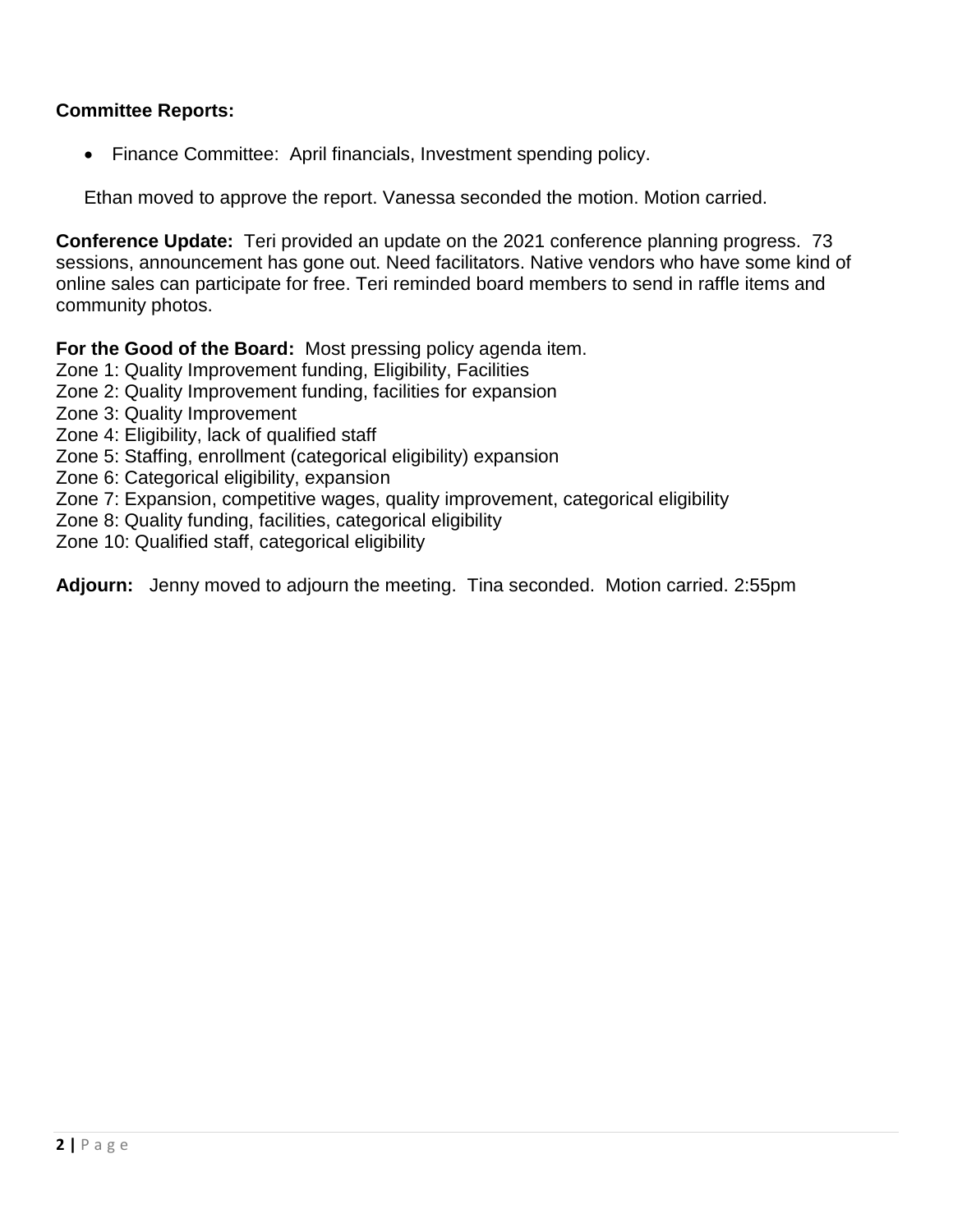**Committee Reports:**

- Finance Committee: April financials, Investment spending policy.

Ethan moved to approve the report. Vanessa seconded the motion. Motion carried.

**Conference Update:** Teri provided an update on the 2021 conference planning progress. 73 sessions, announcement has gone out. Need facilitators. Native vendors who have some kind of online sales can participate for free. Teri reminded board members to send in raffle items and community photos.

**For the Good of the Board:** Most pressing policy agenda item.
Zone 1: Quality Improvement funding, Eligibility, Facilities
Zone 2: Quality Improvement funding, facilities for expansion
Zone 3: Quality Improvement
Zone 4: Eligibility, lack of qualified staff
Zone 5: Staffing, enrollment (categorical eligibility) expansion
Zone 6: Categorical eligibility, expansion
Zone 7: Expansion, competitive wages, quality improvement, categorical eligibility
Zone 8: Quality funding, facilities, categorical eligibility
Zone 10: Qualified staff, categorical eligibility

**Adjourn:** Jenny moved to adjourn the meeting. Tina seconded. Motion carried. 2:55pm